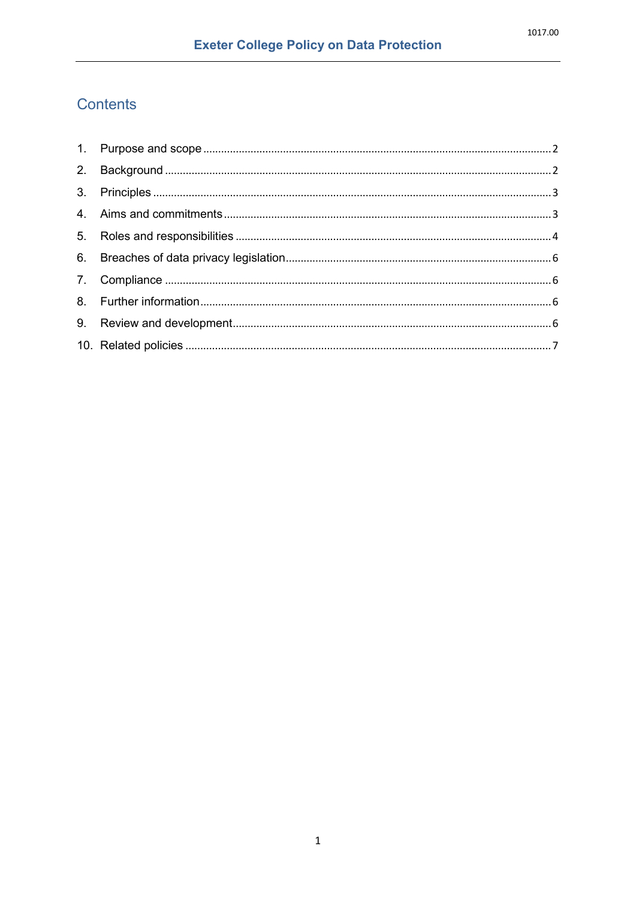# Exeter College Policy on Data Protection

1017.00

## Contents

1. Purpose and scope ..... 2
2. Background ..... 2
3. Principles ..... 3
4. Aims and commitments ..... 3
5. Roles and responsibilities ..... 4
6. Breaches of data privacy legislation ..... 6
7. Compliance ..... 6
8. Further information ..... 6
9. Review and development ..... 6
10. Related policies ..... 7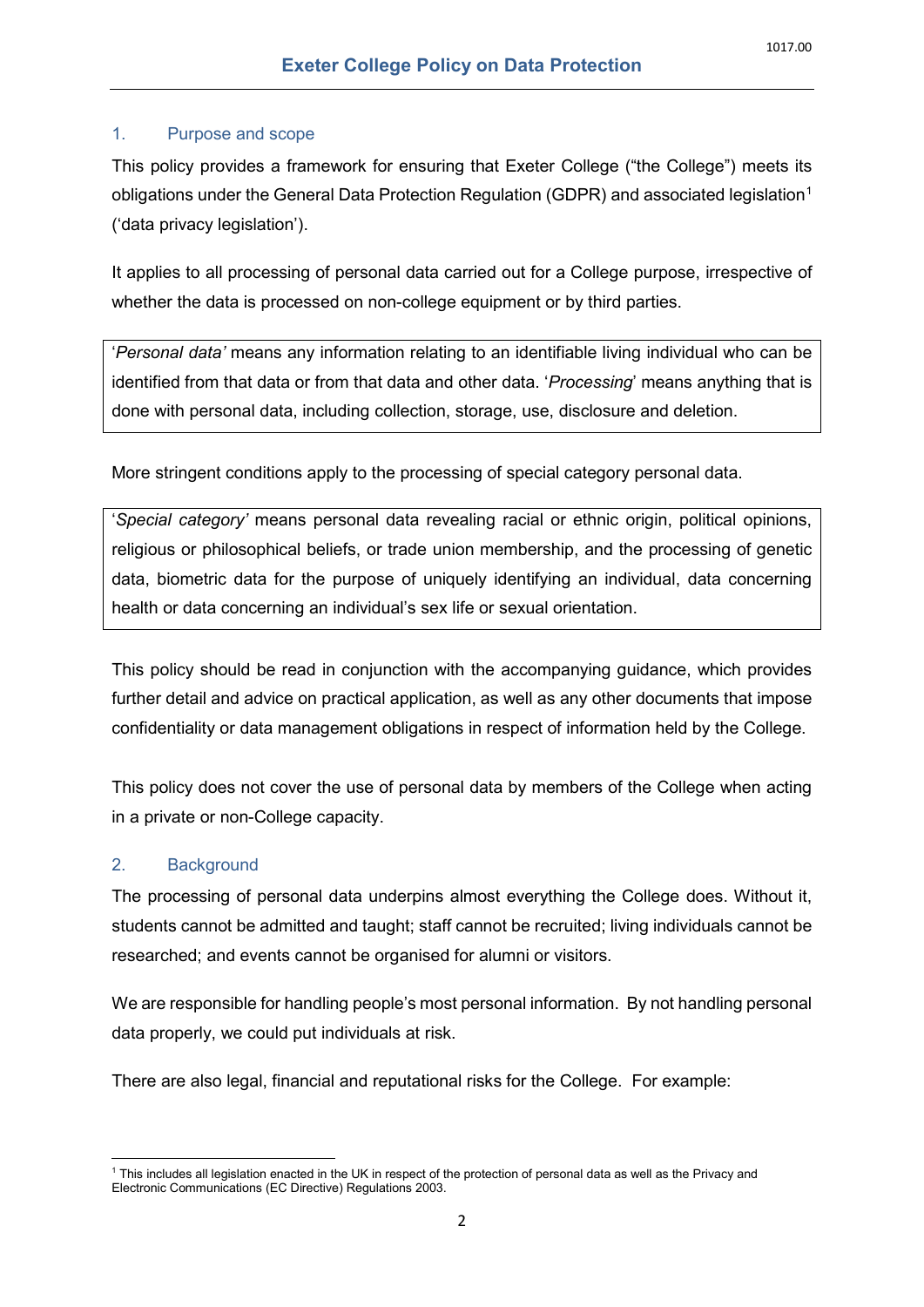# Exeter College Policy on Data Protection

## 1. Purpose and scope

This policy provides a framework for ensuring that Exeter College ("the College") meets its obligations under the General Data Protection Regulation (GDPR) and associated legislation[1] ('data privacy legislation').

It applies to all processing of personal data carried out for a College purpose, irrespective of whether the data is processed on non-college equipment or by third parties.

> '*Personal data'* means any information relating to an identifiable living individual who can be identified from that data or from that data and other data. '*Processing*' means anything that is done with personal data, including collection, storage, use, disclosure and deletion.

More stringent conditions apply to the processing of special category personal data.

> '*Special category'* means personal data revealing racial or ethnic origin, political opinions, religious or philosophical beliefs, or trade union membership, and the processing of genetic data, biometric data for the purpose of uniquely identifying an individual, data concerning health or data concerning an individual's sex life or sexual orientation.

This policy should be read in conjunction with the accompanying guidance, which provides further detail and advice on practical application, as well as any other documents that impose confidentiality or data management obligations in respect of information held by the College.

This policy does not cover the use of personal data by members of the College when acting in a private or non-College capacity.

## 2. Background

The processing of personal data underpins almost everything the College does. Without it, students cannot be admitted and taught; staff cannot be recruited; living individuals cannot be researched; and events cannot be organised for alumni or visitors.

We are responsible for handling people's most personal information. By not handling personal data properly, we could put individuals at risk.

There are also legal, financial and reputational risks for the College. For example:

---

[1] This includes all legislation enacted in the UK in respect of the protection of personal data as well as the Privacy and Electronic Communications (EC Directive) Regulations 2003.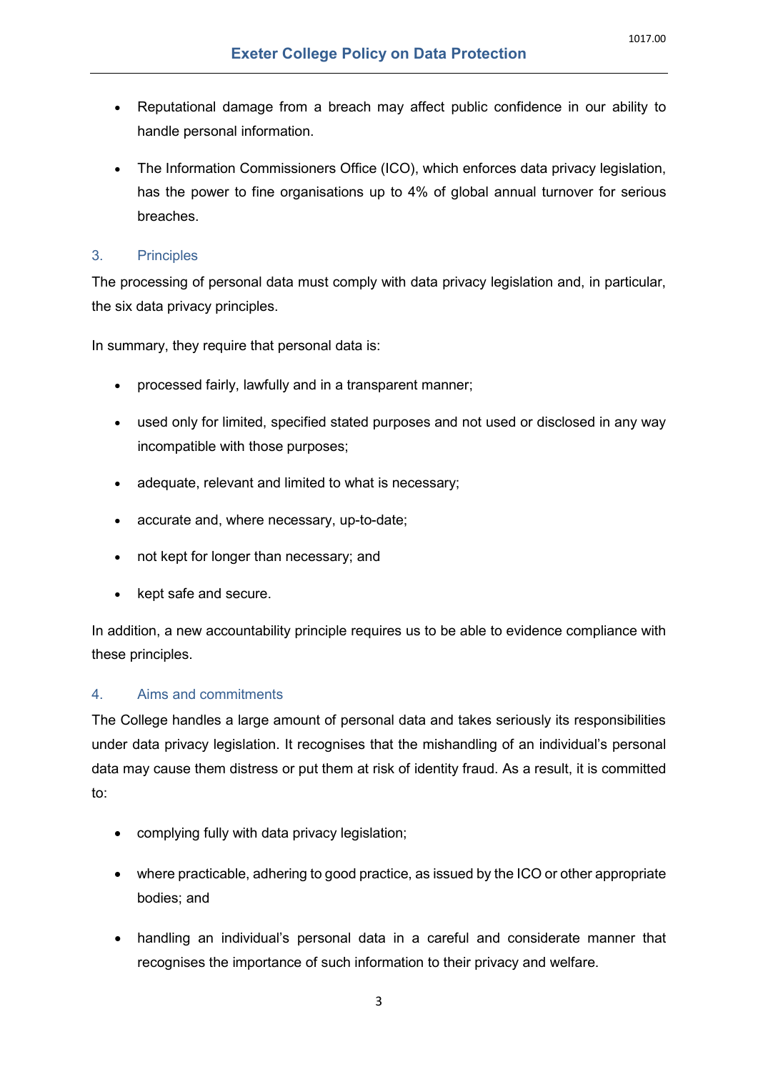- Reputational damage from a breach may affect public confidence in our ability to handle personal information.

- The Information Commissioners Office (ICO), which enforces data privacy legislation, has the power to fine organisations up to 4% of global annual turnover for serious breaches.

## 3. Principles

The processing of personal data must comply with data privacy legislation and, in particular, the six data privacy principles.

In summary, they require that personal data is:

- processed fairly, lawfully and in a transparent manner;

- used only for limited, specified stated purposes and not used or disclosed in any way incompatible with those purposes;

- adequate, relevant and limited to what is necessary;

- accurate and, where necessary, up-to-date;

- not kept for longer than necessary; and

- kept safe and secure.

In addition, a new accountability principle requires us to be able to evidence compliance with these principles.

## 4. Aims and commitments

The College handles a large amount of personal data and takes seriously its responsibilities under data privacy legislation. It recognises that the mishandling of an individual's personal data may cause them distress or put them at risk of identity fraud. As a result, it is committed to:

- complying fully with data privacy legislation;

- where practicable, adhering to good practice, as issued by the ICO or other appropriate bodies; and

- handling an individual's personal data in a careful and considerate manner that recognises the importance of such information to their privacy and welfare.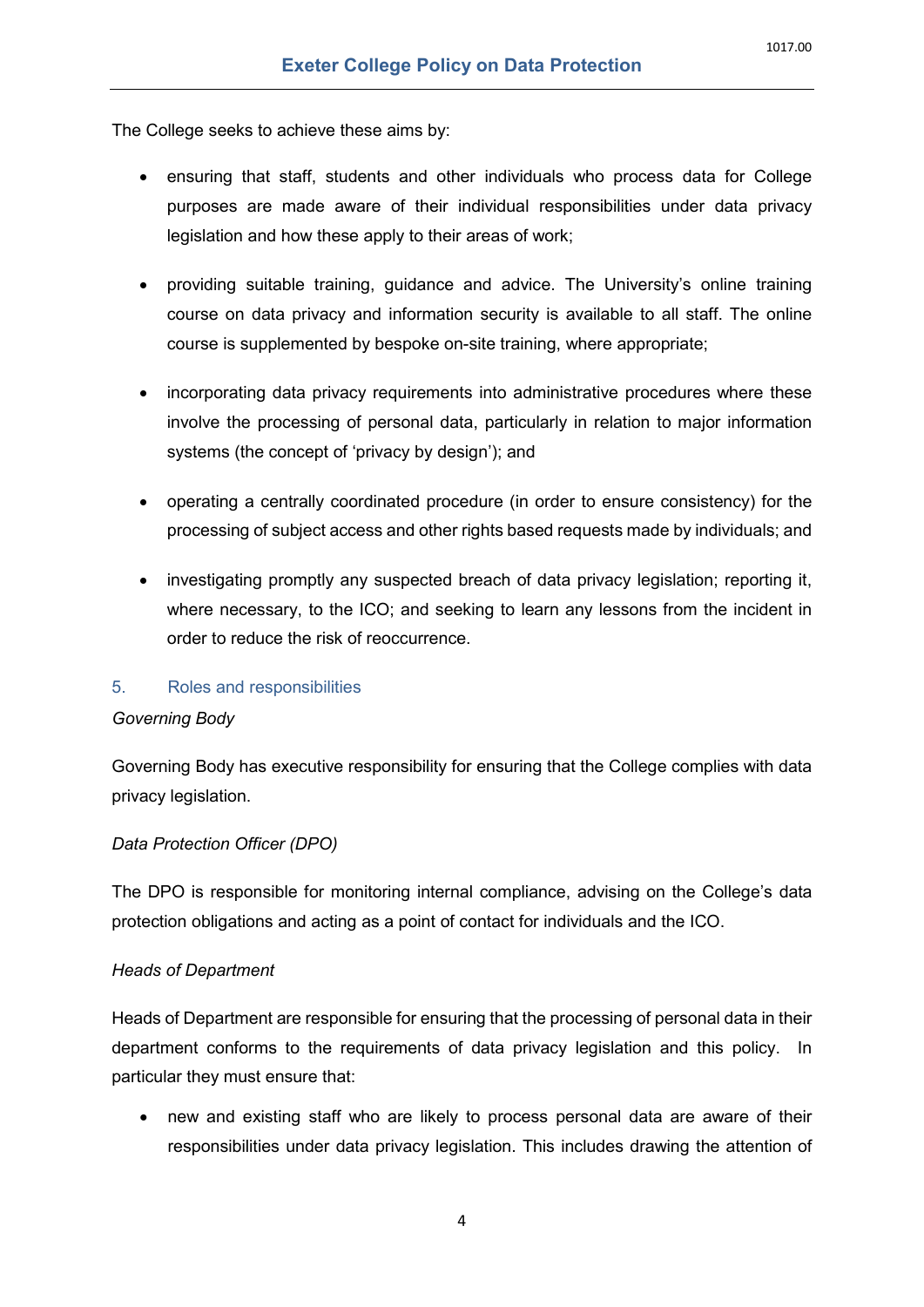The College seeks to achieve these aims by:

- ensuring that staff, students and other individuals who process data for College purposes are made aware of their individual responsibilities under data privacy legislation and how these apply to their areas of work;
- providing suitable training, guidance and advice. The University's online training course on data privacy and information security is available to all staff. The online course is supplemented by bespoke on-site training, where appropriate;
- incorporating data privacy requirements into administrative procedures where these involve the processing of personal data, particularly in relation to major information systems (the concept of 'privacy by design'); and
- operating a centrally coordinated procedure (in order to ensure consistency) for the processing of subject access and other rights based requests made by individuals; and
- investigating promptly any suspected breach of data privacy legislation; reporting it, where necessary, to the ICO; and seeking to learn any lessons from the incident in order to reduce the risk of reoccurrence.

## 5. Roles and responsibilities

*Governing Body*

Governing Body has executive responsibility for ensuring that the College complies with data privacy legislation.

*Data Protection Officer (DPO)*

The DPO is responsible for monitoring internal compliance, advising on the College's data protection obligations and acting as a point of contact for individuals and the ICO.

*Heads of Department*

Heads of Department are responsible for ensuring that the processing of personal data in their department conforms to the requirements of data privacy legislation and this policy. In particular they must ensure that:

- new and existing staff who are likely to process personal data are aware of their responsibilities under data privacy legislation. This includes drawing the attention of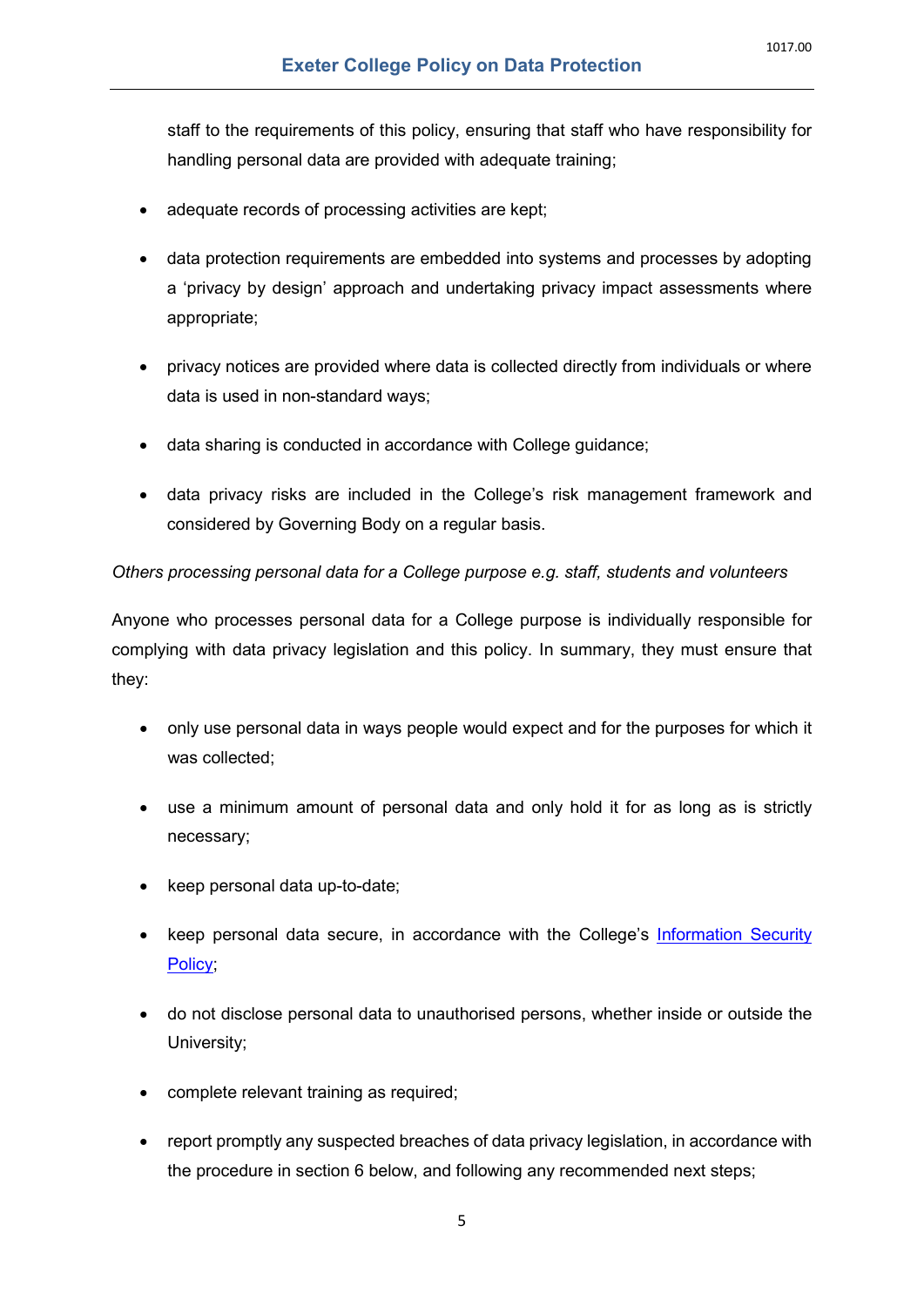staff to the requirements of this policy, ensuring that staff who have responsibility for handling personal data are provided with adequate training;

- adequate records of processing activities are kept;
- data protection requirements are embedded into systems and processes by adopting a 'privacy by design' approach and undertaking privacy impact assessments where appropriate;
- privacy notices are provided where data is collected directly from individuals or where data is used in non-standard ways;
- data sharing is conducted in accordance with College guidance;
- data privacy risks are included in the College's risk management framework and considered by Governing Body on a regular basis.

*Others processing personal data for a College purpose e.g. staff, students and volunteers*

Anyone who processes personal data for a College purpose is individually responsible for complying with data privacy legislation and this policy. In summary, they must ensure that they:

- only use personal data in ways people would expect and for the purposes for which it was collected;
- use a minimum amount of personal data and only hold it for as long as is strictly necessary;
- keep personal data up-to-date;
- keep personal data secure, in accordance with the College's Information Security Policy;
- do not disclose personal data to unauthorised persons, whether inside or outside the University;
- complete relevant training as required;
- report promptly any suspected breaches of data privacy legislation, in accordance with the procedure in section 6 below, and following any recommended next steps;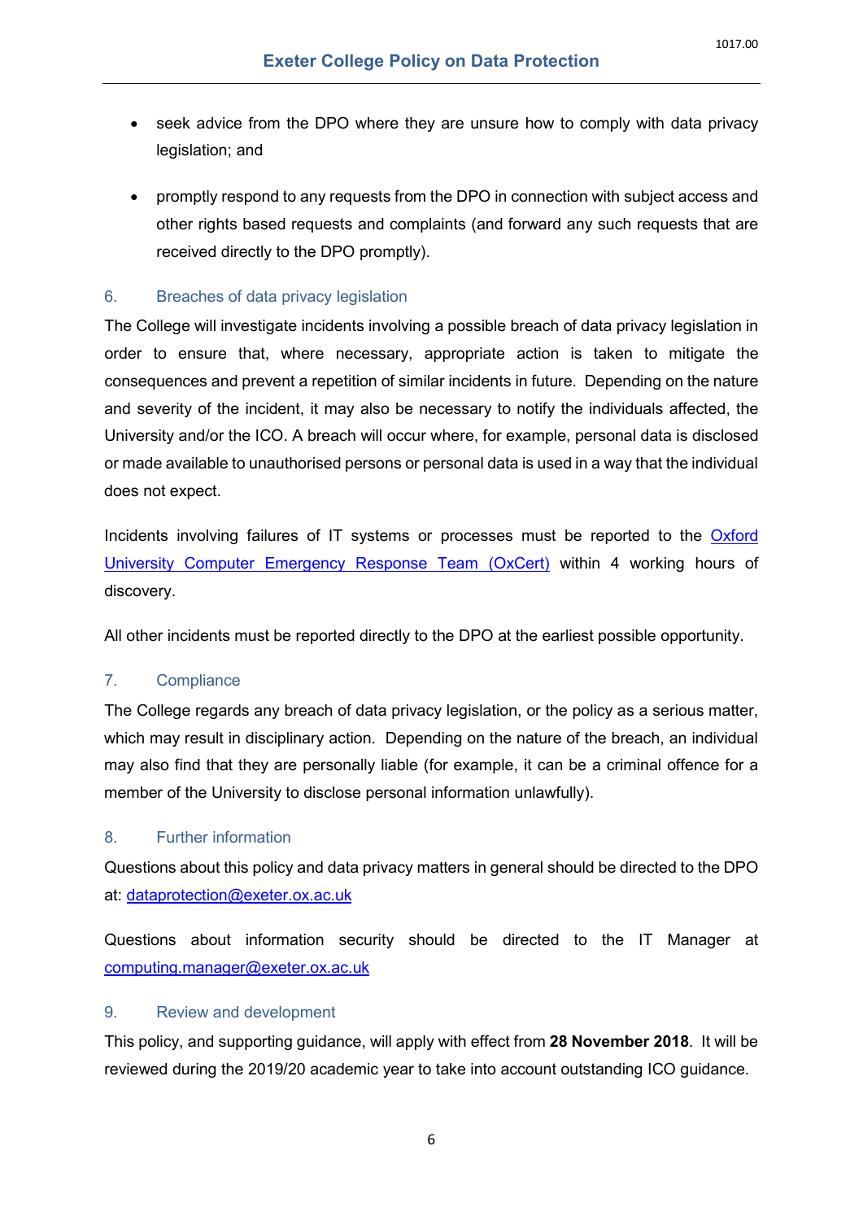- seek advice from the DPO where they are unsure how to comply with data privacy legislation; and
- promptly respond to any requests from the DPO in connection with subject access and other rights based requests and complaints (and forward any such requests that are received directly to the DPO promptly).

## 6. Breaches of data privacy legislation

The College will investigate incidents involving a possible breach of data privacy legislation in order to ensure that, where necessary, appropriate action is taken to mitigate the consequences and prevent a repetition of similar incidents in future. Depending on the nature and severity of the incident, it may also be necessary to notify the individuals affected, the University and/or the ICO. A breach will occur where, for example, personal data is disclosed or made available to unauthorised persons or personal data is used in a way that the individual does not expect.

Incidents involving failures of IT systems or processes must be reported to the Oxford University Computer Emergency Response Team (OxCert) within 4 working hours of discovery.

All other incidents must be reported directly to the DPO at the earliest possible opportunity.

## 7. Compliance

The College regards any breach of data privacy legislation, or the policy as a serious matter, which may result in disciplinary action. Depending on the nature of the breach, an individual may also find that they are personally liable (for example, it can be a criminal offence for a member of the University to disclose personal information unlawfully).

## 8. Further information

Questions about this policy and data privacy matters in general should be directed to the DPO at: dataprotection@exeter.ox.ac.uk

Questions about information security should be directed to the IT Manager at computing.manager@exeter.ox.ac.uk

## 9. Review and development

This policy, and supporting guidance, will apply with effect from **28 November 2018**. It will be reviewed during the 2019/20 academic year to take into account outstanding ICO guidance.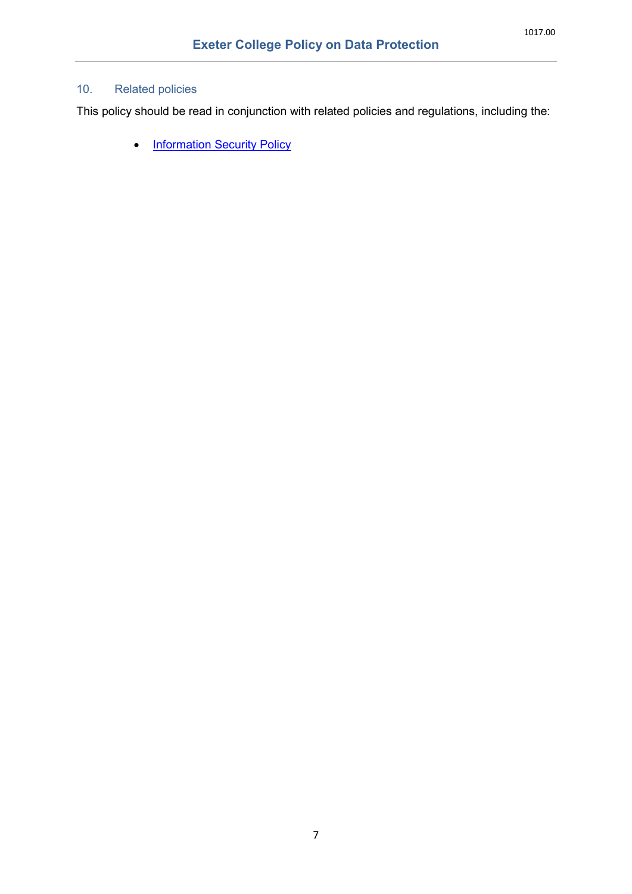## 10. Related policies

This policy should be read in conjunction with related policies and regulations, including the:

- Information Security Policy